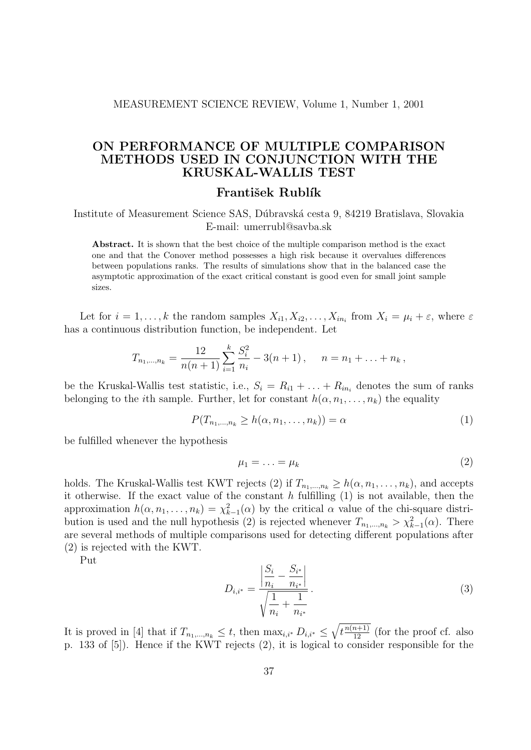# ON PERFORMANCE OF MULTIPLE COMPARISON METHODS USED IN CONJUNCTION WITH THE KRUSKAL-WALLIS TEST

**František Rublík**

Institute of Measurement Science SAS, Dúbravská cesta 9, 84219 Bratislava, Slovakia
E-mail: umerrubl@savba.sk

**Abstract.** It is shown that the best choice of the multiple comparison method is the exact one and that the Conover method possesses a high risk because it overvalues differences between populations ranks. The results of simulations show that in the balanced case the asymptotic approximation of the exact critical constant is good even for small joint sample sizes.

Let for $i = 1, \ldots, k$ the random samples $X_{i1}, X_{i2}, \ldots, X_{in_i}$ from $X_i = \mu_i + \varepsilon$, where $\varepsilon$ has a continuous distribution function, be independent. Let

$$T_{n_1,\ldots,n_k} = \frac{12}{n(n+1)} \sum_{i=1}^{k} \frac{S_i^2}{n_i} - 3(n+1)\,, \qquad n = n_1 + \ldots + n_k\,,$$

be the Kruskal-Wallis test statistic, i.e., $S_i = R_{i1} + \ldots + R_{in_i}$ denotes the sum of ranks belonging to the $i$th sample. Further, let for constant $h(\alpha, n_1, \ldots, n_k)$ the equality

$$P(T_{n_1,\ldots,n_k} \geq h(\alpha, n_1, \ldots, n_k)) = \alpha \tag{1}$$

be fulfilled whenever the hypothesis

$$\mu_1 = \ldots = \mu_k \tag{2}$$

holds. The Kruskal-Wallis test KWT rejects (2) if $T_{n_1,\ldots,n_k} \geq h(\alpha, n_1, \ldots, n_k)$, and accepts it otherwise. If the exact value of the constant $h$ fulfilling (1) is not available, then the approximation $h(\alpha, n_1, \ldots, n_k) = \chi^2_{k-1}(\alpha)$ by the critical $\alpha$ value of the chi-square distribution is used and the null hypothesis (2) is rejected whenever $T_{n_1,\ldots,n_k} > \chi^2_{k-1}(\alpha)$. There are several methods of multiple comparisons used for detecting different populations after (2) is rejected with the KWT.

Put

$$D_{i,i^*} = \frac{\left| \dfrac{S_i}{n_i} - \dfrac{S_{i^*}}{n_{i^*}} \right|}{\sqrt{\dfrac{1}{n_i} + \dfrac{1}{n_{i^*}}}}\,. \tag{3}$$

It is proved in [4] that if $T_{n_1,\ldots,n_k} \leq t$, then $\max_{i,i^*} D_{i,i^*} \leq \sqrt{t\frac{n(n+1)}{12}}$ (for the proof cf. also p. 133 of [5]). Hence if the KWT rejects (2), it is logical to consider responsible for the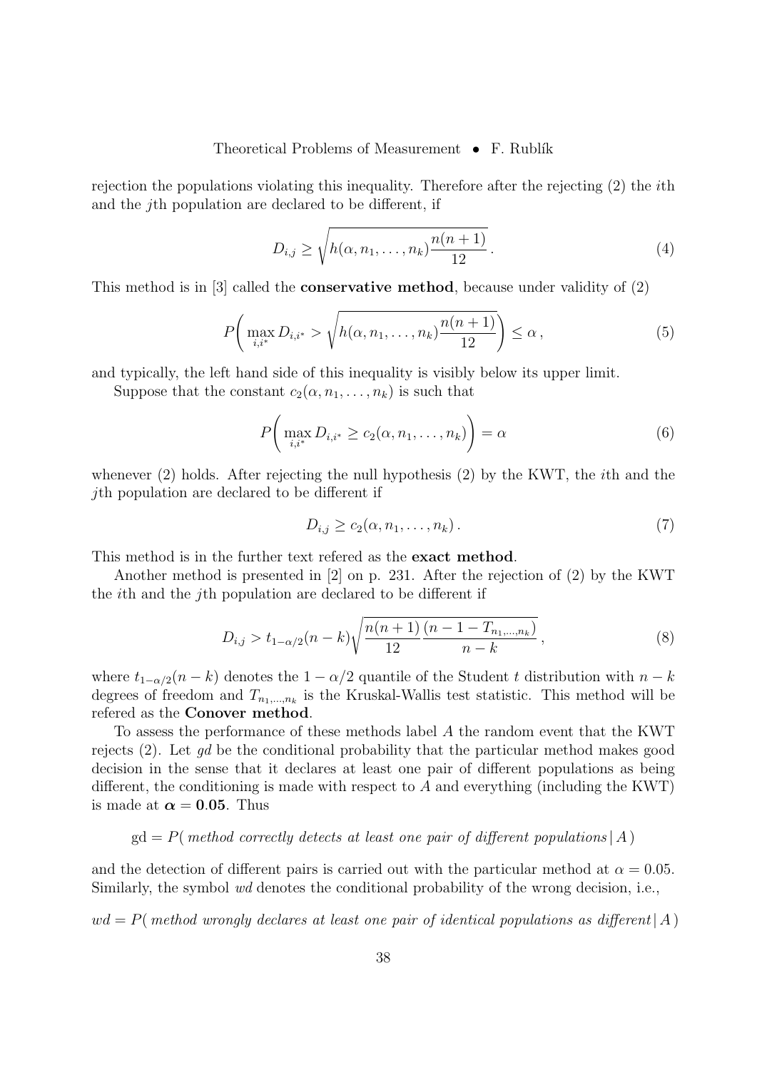rejection the populations violating this inequality. Therefore after the rejecting (2) the $i$th and the $j$th population are declared to be different, if

$$D_{i,j} \geq \sqrt{h(\alpha, n_1, \ldots, n_k) \frac{n(n+1)}{12}}\,. \tag{4}$$

This method is in [3] called the **conservative method**, because under validity of (2)

$$P\bigg( \max_{i,i^*} D_{i,i^*} > \sqrt{h(\alpha, n_1, \ldots, n_k) \frac{n(n+1)}{12}} \bigg) \leq \alpha\,, \tag{5}$$

and typically, the left hand side of this inequality is visibly below its upper limit.

Suppose that the constant $c_2(\alpha, n_1, \ldots, n_k)$ is such that

$$P\bigg( \max_{i,i^*} D_{i,i^*} \geq c_2(\alpha, n_1, \ldots, n_k) \bigg) = \alpha \tag{6}$$

whenever (2) holds. After rejecting the null hypothesis (2) by the KWT, the $i$th and the $j$th population are declared to be different if

$$D_{i,j} \geq c_2(\alpha, n_1, \ldots, n_k)\,. \tag{7}$$

This method is in the further text refered as the **exact method**.

Another method is presented in [2] on p. 231. After the rejection of (2) by the KWT the $i$th and the $j$th population are declared to be different if

$$D_{i,j} > t_{1-\alpha/2}(n-k) \sqrt{\frac{n(n+1)}{12} \frac{(n-1-T_{n_1,\ldots,n_k})}{n-k}}\,, \tag{8}$$

where $t_{1-\alpha/2}(n-k)$ denotes the $1-\alpha/2$ quantile of the Student $t$ distribution with $n-k$ degrees of freedom and $T_{n_1,\ldots,n_k}$ is the Kruskal-Wallis test statistic. This method will be refered as the **Conover method**.

To assess the performance of these methods label $A$ the random event that the KWT rejects (2). Let *gd* be the conditional probability that the particular method makes good decision in the sense that it declares at least one pair of different populations as being different, the conditioning is made with respect to $A$ and everything (including the KWT) is made at $\boldsymbol{\alpha = 0.05}$. Thus

$$\text{gd} = P(\textit{ method correctly detects at least one pair of different populations} \,|\, A\,)$$

and the detection of different pairs is carried out with the particular method at $\alpha = 0.05$. Similarly, the symbol *wd* denotes the conditional probability of the wrong decision, i.e.,

$$wd = P(\textit{ method wrongly declares at least one pair of identical populations as different} \,|\, A\,)$$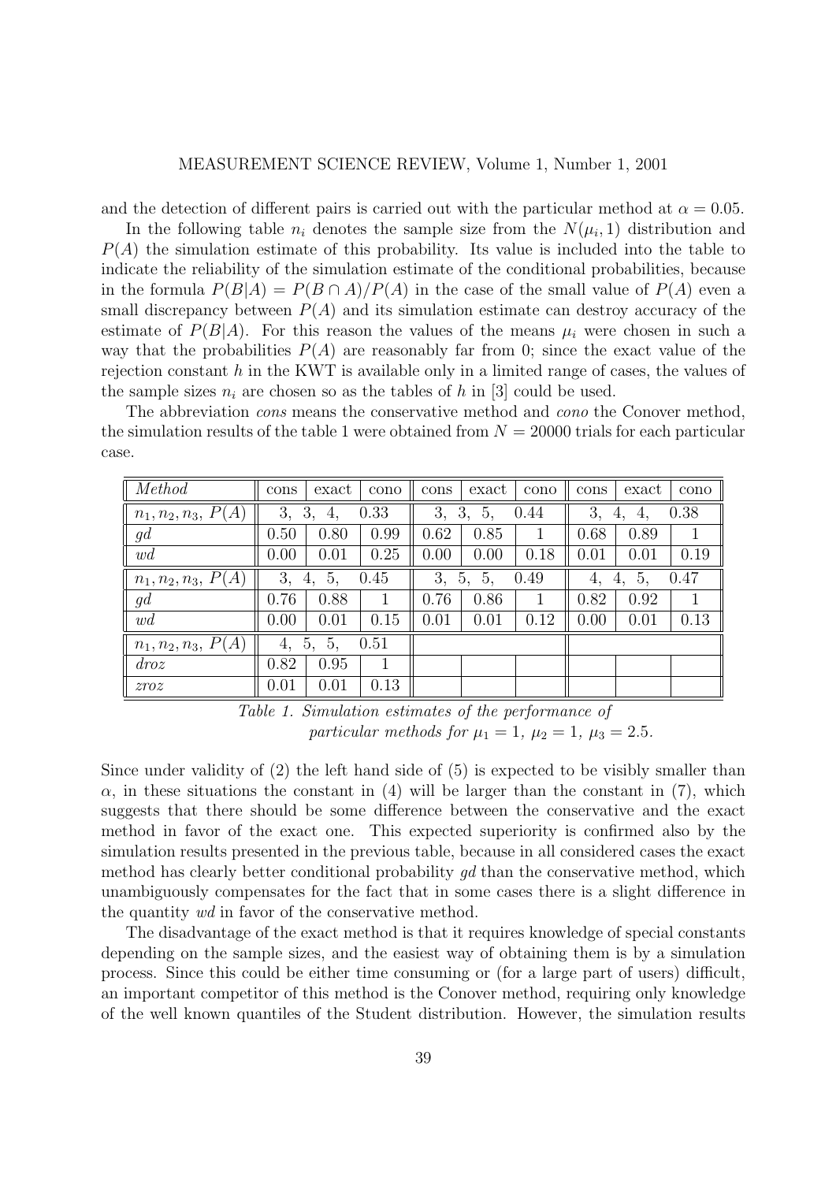and the detection of different pairs is carried out with the particular method at $\alpha = 0.05$.

In the following table $n_i$ denotes the sample size from the $N(\mu_i, 1)$ distribution and $P(A)$ the simulation estimate of this probability. Its value is included into the table to indicate the reliability of the simulation estimate of the conditional probabilities, because in the formula $P(B|A) = P(B \cap A)/P(A)$ in the case of the small value of $P(A)$ even a small discrepancy between $P(A)$ and its simulation estimate can destroy accuracy of the estimate of $P(B|A)$. For this reason the values of the means $\mu_i$ were chosen in such a way that the probabilities $P(A)$ are reasonably far from 0; since the exact value of the rejection constant $h$ in the KWT is available only in a limited range of cases, the values of the sample sizes $n_i$ are chosen so as the tables of $h$ in [3] could be used.

The abbreviation *cons* means the conservative method and *cono* the Conover method, the simulation results of the table 1 were obtained from $N = 20000$ trials for each particular case.

| *Method* | cons | exact | cono | cons | exact | cono | cons | exact | cono |
|---|---|---|---|---|---|---|---|---|---|
| $n_1, n_2, n_3,\ P(A)$ | 3, 3, 4, 0.33 | | | 3, 3, 5, 0.44 | | | 3, 4, 4, 0.38 | | |
| $gd$ | 0.50 | 0.80 | 0.99 | 0.62 | 0.85 | 1 | 0.68 | 0.89 | 1 |
| $wd$ | 0.00 | 0.01 | 0.25 | 0.00 | 0.00 | 0.18 | 0.01 | 0.01 | 0.19 |
| $n_1, n_2, n_3,\ P(A)$ | 3, 4, 5, 0.45 | | | 3, 5, 5, 0.49 | | | 4, 4, 5, 0.47 | | |
| $gd$ | 0.76 | 0.88 | 1 | 0.76 | 0.86 | 1 | 0.82 | 0.92 | 1 |
| $wd$ | 0.00 | 0.01 | 0.15 | 0.01 | 0.01 | 0.12 | 0.00 | 0.01 | 0.13 |
| $n_1, n_2, n_3,\ P(A)$ | 4, 5, 5, 0.51 | | | | | | | | |
| $droz$ | 0.82 | 0.95 | 1 | | | | | | |
| $zroz$ | 0.01 | 0.01 | 0.13 | | | | | | |

*Table 1. Simulation estimates of the performance of particular methods for $\mu_1 = 1,\ \mu_2 = 1,\ \mu_3 = 2.5$.*

Since under validity of (2) the left hand side of (5) is expected to be visibly smaller than $\alpha$, in these situations the constant in (4) will be larger than the constant in (7), which suggests that there should be some difference between the conservative and the exact method in favor of the exact one. This expected superiority is confirmed also by the simulation results presented in the previous table, because in all considered cases the exact method has clearly better conditional probability $gd$ than the conservative method, which unambiguously compensates for the fact that in some cases there is a slight difference in the quantity $wd$ in favor of the conservative method.

The disadvantage of the exact method is that it requires knowledge of special constants depending on the sample sizes, and the easiest way of obtaining them is by a simulation process. Since this could be either time consuming or (for a large part of users) difficult, an important competitor of this method is the Conover method, requiring only knowledge of the well known quantiles of the Student distribution. However, the simulation results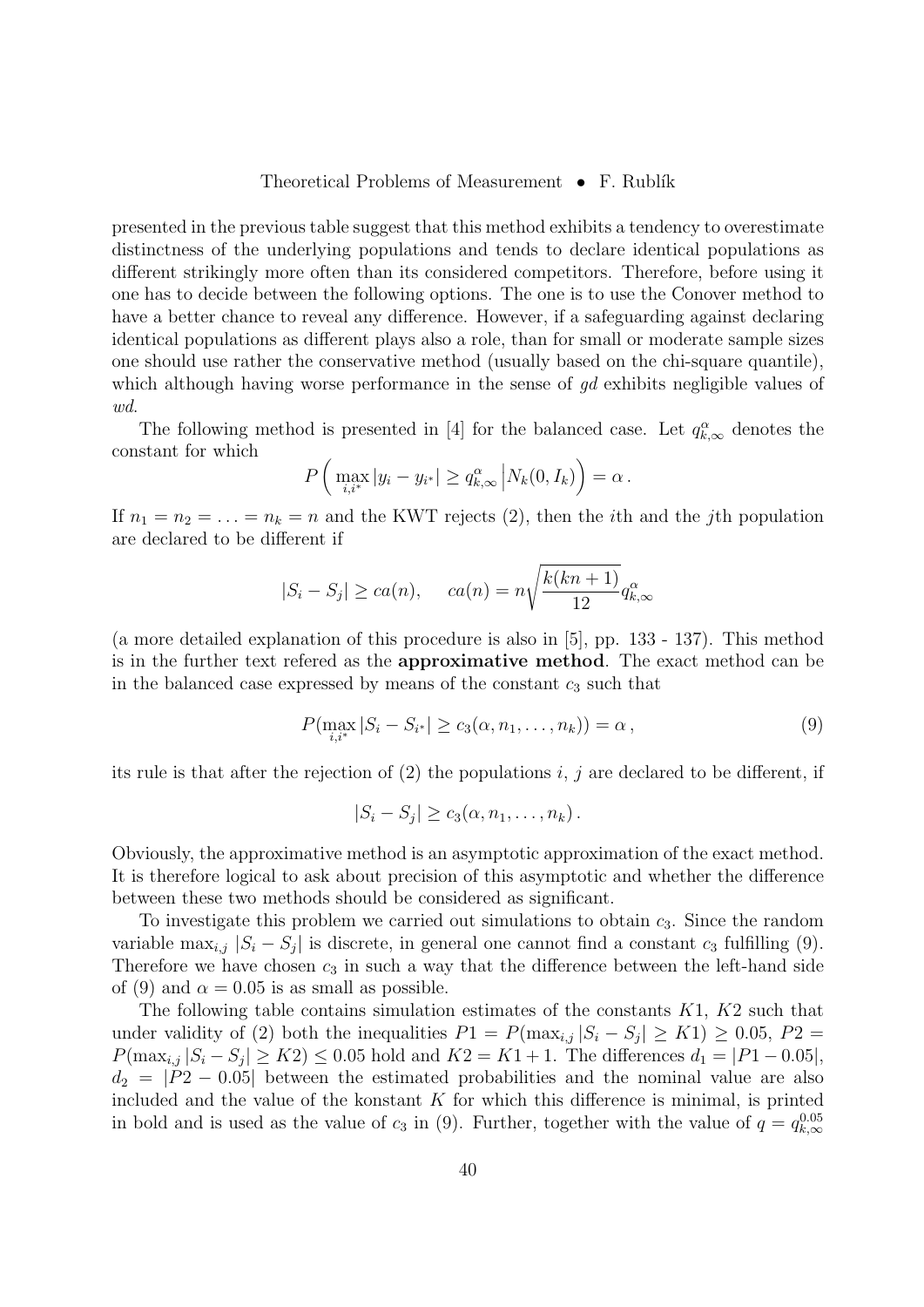presented in the previous table suggest that this method exhibits a tendency to overestimate distinctness of the underlying populations and tends to declare identical populations as different strikingly more often than its considered competitors. Therefore, before using it one has to decide between the following options. The one is to use the Conover method to have a better chance to reveal any difference. However, if a safeguarding against declaring identical populations as different plays also a role, than for small or moderate sample sizes one should use rather the conservative method (usually based on the chi-square quantile), which although having worse performance in the sense of *gd* exhibits negligible values of *wd*.

The following method is presented in [4] for the balanced case. Let $q^{\alpha}_{k,\infty}$ denotes the constant for which

$$P\left( \max_{i,i^*} |y_i - y_{i^*}| \geq q^{\alpha}_{k,\infty} \,\middle|\, N_k(0, I_k) \right) = \alpha \,.$$

If $n_1 = n_2 = \ldots = n_k = n$ and the KWT rejects (2), then the $i$th and the $j$th population are declared to be different if

$$|S_i - S_j| \geq ca(n), \quad ca(n) = n\sqrt{\frac{k(kn+1)}{12}}\, q^{\alpha}_{k,\infty}$$

(a more detailed explanation of this procedure is also in [5], pp. 133 - 137). This method is in the further text refered as the **approximative method**. The exact method can be in the balanced case expressed by means of the constant $c_3$ such that

$$P(\max_{i,i^*} |S_i - S_{i^*}| \geq c_3(\alpha, n_1, \ldots, n_k)) = \alpha \,, \tag{9}$$

its rule is that after the rejection of (2) the populations $i$, $j$ are declared to be different, if

$$|S_i - S_j| \geq c_3(\alpha, n_1, \ldots, n_k) \,.$$

Obviously, the approximative method is an asymptotic approximation of the exact method. It is therefore logical to ask about precision of this asymptotic and whether the difference between these two methods should be considered as significant.

To investigate this problem we carried out simulations to obtain $c_3$. Since the random variable $\max_{i,j} |S_i - S_j|$ is discrete, in general one cannot find a constant $c_3$ fulfilling (9). Therefore we have chosen $c_3$ in such a way that the difference between the left-hand side of (9) and $\alpha = 0.05$ is as small as possible.

The following table contains simulation estimates of the constants $K1$, $K2$ such that under validity of (2) both the inequalities $P1 = P(\max_{i,j} |S_i - S_j| \geq K1) \geq 0.05$, $P2 = P(\max_{i,j} |S_i - S_j| \geq K2) \leq 0.05$ hold and $K2 = K1 + 1$. The differences $d_1 = |P1 - 0.05|$, $d_2 = |P2 - 0.05|$ between the estimated probabilities and the nominal value are also included and the value of the konstant $K$ for which this difference is minimal, is printed in bold and is used as the value of $c_3$ in (9). Further, together with the value of $q = q^{0.05}_{k,\infty}$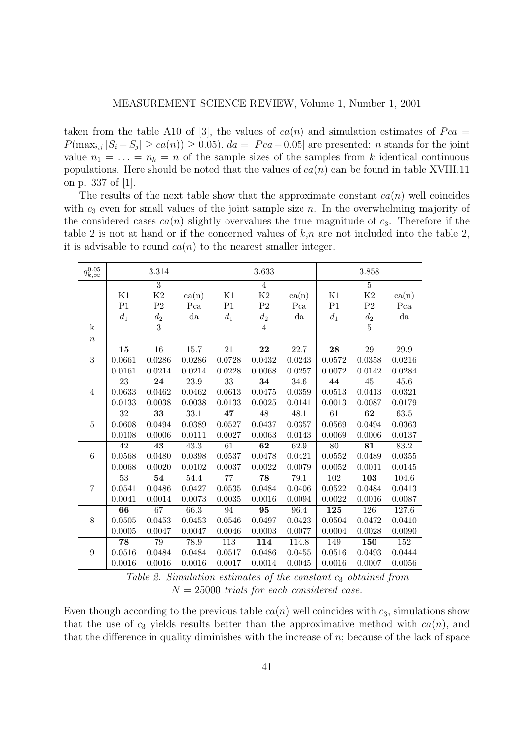taken from the table A10 of [3], the values of $ca(n)$ and simulation estimates of $Pca = P(\max_{i,j} |S_i - S_j| \geq ca(n)) \geq 0.05)$, $da = |Pca - 0.05|$ are presented: $n$ stands for the joint value $n_1 = \ldots = n_k = n$ of the sample sizes of the samples from $k$ identical continuous populations. Here should be noted that the values of $ca(n)$ can be found in table XVIII.11 on p. 337 of [1].

The results of the next table show that the approximate constant $ca(n)$ well coincides with $c_3$ even for small values of the joint sample size $n$. In the overwhelming majority of the considered cases $ca(n)$ slightly overvalues the true magnitude of $c_3$. Therefore if the table 2 is not at hand or if the concerned values of $k$,$n$ are not included into the table 2, it is advisable to round $ca(n)$ to the nearest smaller integer.

| $q_{k,\infty}^{0.05}$ | | 3.314 | | | 3.633 | | | 3.858 | |
|---|---|---|---|---|---|---|---|---|---|
| | | 3 | | | 4 | | | 5 | |
| | K1 | K2 | ca(n) | K1 | K2 | ca(n) | K1 | K2 | ca(n) |
| | P1 | P2 | Pca | P1 | P2 | Pca | P1 | P2 | Pca |
| | $d_1$ | $d_2$ | da | $d_1$ | $d_2$ | da | $d_1$ | $d_2$ | da |
| k | | 3 | | | 4 | | | 5 | |
| $n$ | | | | | | | | | |
| | **15** | 16 | 15.7 | 21 | **22** | 22.7 | **28** | 29 | 29.9 |
| 3 | 0.0661 | 0.0286 | 0.0286 | 0.0728 | 0.0432 | 0.0243 | 0.0572 | 0.0358 | 0.0216 |
| | 0.0161 | 0.0214 | 0.0214 | 0.0228 | 0.0068 | 0.0257 | 0.0072 | 0.0142 | 0.0284 |
| | 23 | **24** | 23.9 | 33 | **34** | 34.6 | **44** | 45 | 45.6 |
| 4 | 0.0633 | 0.0462 | 0.0462 | 0.0613 | 0.0475 | 0.0359 | 0.0513 | 0.0413 | 0.0321 |
| | 0.0133 | 0.0038 | 0.0038 | 0.0133 | 0.0025 | 0.0141 | 0.0013 | 0.0087 | 0.0179 |
| | 32 | **33** | 33.1 | **47** | 48 | 48.1 | 61 | **62** | 63.5 |
| 5 | 0.0608 | 0.0494 | 0.0389 | 0.0527 | 0.0437 | 0.0357 | 0.0569 | 0.0494 | 0.0363 |
| | 0.0108 | 0.0006 | 0.0111 | 0.0027 | 0.0063 | 0.0143 | 0.0069 | 0.0006 | 0.0137 |
| | 42 | **43** | 43.3 | 61 | **62** | 62.9 | 80 | **81** | 83.2 |
| 6 | 0.0568 | 0.0480 | 0.0398 | 0.0537 | 0.0478 | 0.0421 | 0.0552 | 0.0489 | 0.0355 |
| | 0.0068 | 0.0020 | 0.0102 | 0.0037 | 0.0022 | 0.0079 | 0.0052 | 0.0011 | 0.0145 |
| | 53 | **54** | 54.4 | 77 | **78** | 79.1 | 102 | **103** | 104.6 |
| 7 | 0.0541 | 0.0486 | 0.0427 | 0.0535 | 0.0484 | 0.0406 | 0.0522 | 0.0484 | 0.0413 |
| | 0.0041 | 0.0014 | 0.0073 | 0.0035 | 0.0016 | 0.0094 | 0.0022 | 0.0016 | 0.0087 |
| | **66** | 67 | 66.3 | 94 | **95** | 96.4 | **125** | 126 | 127.6 |
| 8 | 0.0505 | 0.0453 | 0.0453 | 0.0546 | 0.0497 | 0.0423 | 0.0504 | 0.0472 | 0.0410 |
| | 0.0005 | 0.0047 | 0.0047 | 0.0046 | 0.0003 | 0.0077 | 0.0004 | 0.0028 | 0.0090 |
| | **78** | 79 | 78.9 | 113 | **114** | 114.8 | 149 | **150** | 152 |
| 9 | 0.0516 | 0.0484 | 0.0484 | 0.0517 | 0.0486 | 0.0455 | 0.0516 | 0.0493 | 0.0444 |
| | 0.0016 | 0.0016 | 0.0016 | 0.0017 | 0.0014 | 0.0045 | 0.0016 | 0.0007 | 0.0056 |

*Table 2. Simulation estimates of the constant $c_3$ obtained from $N = 25000$ trials for each considered case.*

Even though according to the previous table $ca(n)$ well coincides with $c_3$, simulations show that the use of $c_3$ yields results better than the approximative method with $ca(n)$, and that the difference in quality diminishes with the increase of $n$; because of the lack of space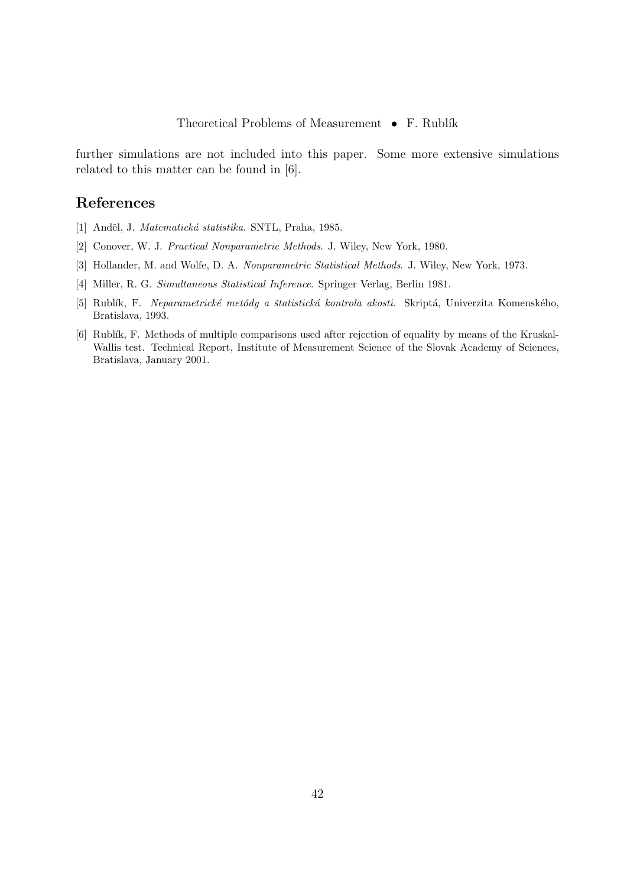further simulations are not included into this paper. Some more extensive simulations related to this matter can be found in [6].

## References

[1] Anděl, J. *Matematická statistika*. SNTL, Praha, 1985.

[2] Conover, W. J. *Practical Nonparametric Methods*. J. Wiley, New York, 1980.

[3] Hollander, M. and Wolfe, D. A. *Nonparametric Statistical Methods*. J. Wiley, New York, 1973.

[4] Miller, R. G. *Simultaneous Statistical Inference*. Springer Verlag, Berlin 1981.

[5] Rublík, F. *Neparametrické metódy a štatistická kontrola akosti*. Skriptá, Univerzita Komenského, Bratislava, 1993.

[6] Rublík, F. Methods of multiple comparisons used after rejection of equality by means of the Kruskal-Wallis test. Technical Report, Institute of Measurement Science of the Slovak Academy of Sciences, Bratislava, January 2001.